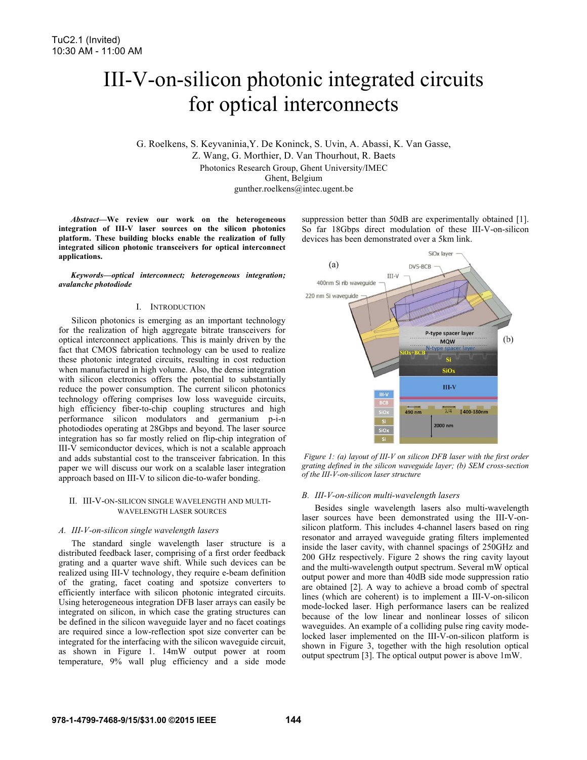# III-V-on-silicon photonic integrated circuits for optical interconnects

G. Roelkens, S. Keyvaninia, Y. De Koninck, S. Uvin, A. Abassi, K. Van Gasse, Z. Wang, G. Morthier, D. Van Thourhout, R. Baets

Photonics Research Group, Ghent University/IMEC
Ghent, Belgium
gunther.roelkens@intec.ugent.be

***Abstract*—We review our work on the heterogeneous integration of III-V laser sources on the silicon photonics platform. These building blocks enable the realization of fully integrated silicon photonic transceivers for optical interconnect applications.**

***Keywords—optical interconnect; heterogeneous integration; avalanche photodiode***

## I. Introduction

Silicon photonics is emerging as an important technology for the realization of high aggregate bitrate transceivers for optical interconnect applications. This is mainly driven by the fact that CMOS fabrication technology can be used to realize these photonic integrated circuits, resulting in cost reduction when manufactured in high volume. Also, the dense integration with silicon electronics offers the potential to substantially reduce the power consumption. The current silicon photonics technology offering comprises low loss waveguide circuits, high efficiency fiber-to-chip coupling structures and high performance silicon modulators and germanium p-i-n photodiodes operating at 28Gbps and beyond. The laser source integration has so far mostly relied on flip-chip integration of III-V semiconductor devices, which is not a scalable approach and adds substantial cost to the transceiver fabrication. In this paper we will discuss our work on a scalable laser integration approach based on III-V to silicon die-to-wafer bonding.

## II. III-V-on-silicon single wavelength and multi-wavelength laser sources

### A. III-V-on-silicon single wavelength lasers

The standard single wavelength laser structure is a distributed feedback laser, comprising of a first order feedback grating and a quarter wave shift. While such devices can be realized using III-V technology, they require e-beam definition of the grating, facet coating and spotsize converters to efficiently interface with silicon photonic integrated circuits. Using heterogeneous integration DFB laser arrays can easily be integrated on silicon, in which case the grating structures can be defined in the silicon waveguide layer and no facet coatings are required since a low-reflection spot size converter can be integrated for the interfacing with the silicon waveguide circuit, as shown in Figure 1. 14mW output power at room temperature, 9% wall plug efficiency and a side mode suppression better than 50dB are experimentally obtained [1]. So far 18Gbps direct modulation of these III-V-on-silicon devices has been demonstrated over a 5km link.

*Figure 1: (a) layout of III-V on silicon DFB laser with the first order grating defined in the silicon waveguide layer; (b) SEM cross-section of the III-V-on-silicon laser structure*

### B. III-V-on-silicon multi-wavelength lasers

Besides single wavelength lasers also multi-wavelength laser sources have been demonstrated using the III-V-on-silicon platform. This includes 4-channel lasers based on ring resonator and arrayed waveguide grating filters implemented inside the laser cavity, with channel spacings of 250GHz and 200 GHz respectively. Figure 2 shows the ring cavity layout and the multi-wavelength output spectrum. Several mW optical output power and more than 40dB side mode suppression ratio are obtained [2]. A way to achieve a broad comb of spectral lines (which are coherent) is to implement a III-V-on-silicon mode-locked laser. High performance lasers can be realized because of the low linear and nonlinear losses of silicon waveguides. An example of a colliding pulse ring cavity mode-locked laser implemented on the III-V-on-silicon platform is shown in Figure 3, together with the high resolution optical output spectrum [3]. The optical output power is above 1mW.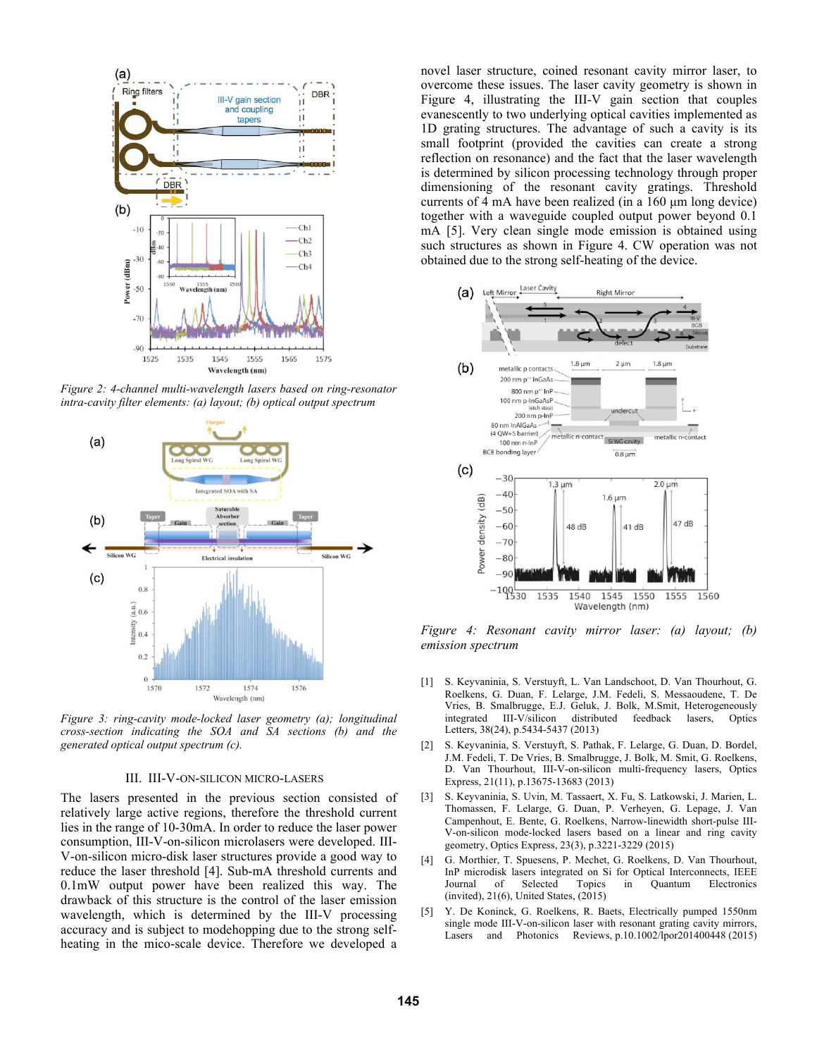(a)

Ring filters

III-V gain section and coupling tapers

DBR

DBR

(b)

Power (dBm)

-10

-30

-50

-70

-90

1525 1535 1545 1555 1565 1575

Wavelength (nm)

Ch1

Ch2

Ch3

Ch4

Figure 2: 4-channel multi-wavelength lasers based on ring-resonator intra-cavity filter elements: (a) layout; (b) optical output spectrum

(a)

Output

Long Spiral WG

Long Spiral WG

Integrated SOA with SA

(b)

Taper

Gain

Saturable Absorber section

Gain

Taper

Silicon WG

Electrical insulation

Silicon WG

(c)

Intensity (a.u.)

Wavelength (nm)

Figure 3: ring-cavity mode-locked laser geometry (a); longitudinal cross-section indicating the SOA and SA sections (b) and the generated optical output spectrum (c).

## III. III-V-ON-SILICON MICRO-LASERS

The lasers presented in the previous section consisted of relatively large active regions, therefore the threshold current lies in the range of 10-30mA. In order to reduce the laser power consumption, III-V-on-silicon microlasers were developed. III-V-on-silicon micro-disk laser structures provide a good way to reduce the laser threshold [4]. Sub-mA threshold currents and 0.1mW output power have been realized this way. The drawback of this structure is the control of the laser emission wavelength, which is determined by the III-V processing accuracy and is subject to modehopping due to the strong self-heating in the mico-scale device. Therefore we developed a novel laser structure, coined resonant cavity mirror laser, to overcome these issues. The laser cavity geometry is shown in Figure 4, illustrating the III-V gain section that couples evanescently to two underlying optical cavities implemented as 1D grating structures. The advantage of such a cavity is its small footprint (provided the cavities can create a strong reflection on resonance) and the fact that the laser wavelength is determined by silicon processing technology through proper dimensioning of the resonant cavity gratings. Threshold currents of 4 mA have been realized (in a 160 µm long device) together with a waveguide coupled output power beyond 0.1 mA [5]. Very clean single mode emission is obtained using such structures as shown in Figure 4. CW operation was not obtained due to the strong self-heating of the device.

(a)

Left Mirror

Laser Cavity

Right Mirror

defect

(b)

metallic p contacts

200 nm p⁺⁺ InGaAs

800 nm p⁺⁺ InP

100 nm p-InGaAsP (etch stop)

200 nm p-InP

80 nm InAlGaAs (4 QW+5 barrier)

100 nm n-InP

BCB bonding layer

1.8 µm 2 µm 1.8 µm

undercut

metallic n-contact

Si WG cavity

metallic n-contact

0.8 µm

(c)

Power density (dB)

1.3 µm

1.6 µm

2.0 µm

48 dB

41 dB

47 dB

Wavelength (nm)

Figure 4: Resonant cavity mirror laser: (a) layout; (b) emission spectrum

[1] S. Keyvaninia, S. Verstuyft, L. Van Landschoot, D. Van Thourhout, G. Roelkens, G. Duan, F. Lelarge, J.M. Fedeli, S. Messaoudene, T. De Vries, B. Smalbrugge, E.J. Geluk, J. Bolk, M.Smit, Heterogeneously integrated III-V/silicon distributed feedback lasers, Optics Letters, 38(24), p.5434-5437 (2013)

[2] S. Keyvaninia, S. Verstuyft, S. Pathak, F. Lelarge, G. Duan, D. Bordel, J.M. Fedeli, T. De Vries, B. Smalbrugge, J. Bolk, M. Smit, G. Roelkens, D. Van Thourhout, III-V-on-silicon multi-frequency lasers, Optics Express, 21(11), p.13675-13683 (2013)

[3] S. Keyvaninia, S. Uvin, M. Tassaert, X. Fu, S. Latkowski, J. Marien, L. Thomassen, F. Lelarge, G. Duan, P. Verheyen, G. Lepage, J. Van Campenhout, E. Bente, G. Roelkens, Narrow-linewidth short-pulse III-V-on-silicon mode-locked lasers based on a linear and ring cavity geometry, Optics Express, 23(3), p.3221-3229 (2015)

[4] G. Morthier, T. Spuesens, P. Mechet, G. Roelkens, D. Van Thourhout, InP microdisk lasers integrated on Si for Optical Interconnects, IEEE Journal of Selected Topics in Quantum Electronics (invited), 21(6), United States, (2015)

[5] Y. De Koninck, G. Roelkens, R. Baets, Electrically pumped 1550nm single mode III-V-on-silicon laser with resonant grating cavity mirrors, Lasers and Photonics Reviews, p.10.1002/lpor201400448 (2015)